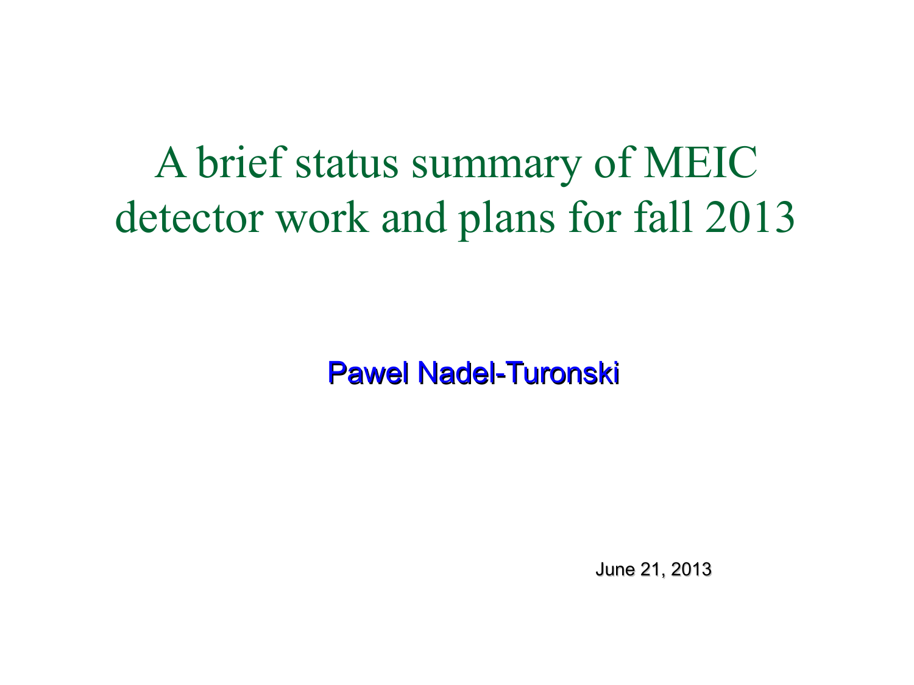# A brief status summary of MEIC detector work and plans for fall 2013

Pawel Nadel-Turonski

June 21, 2013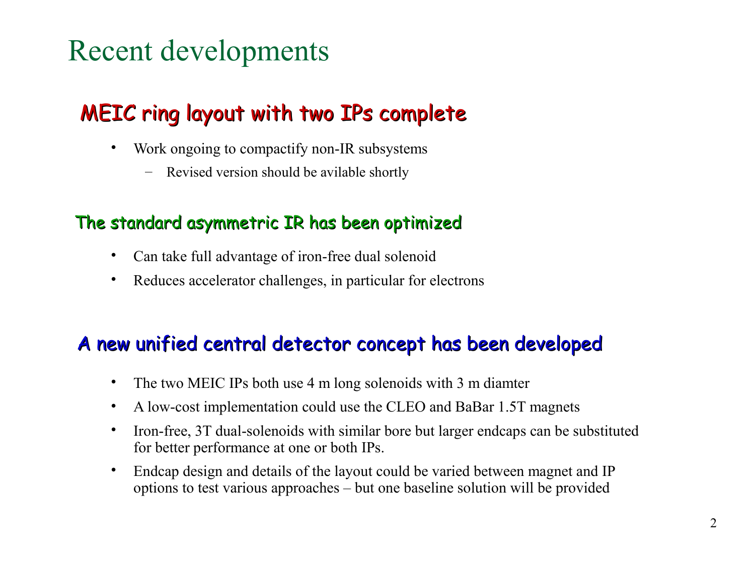# Recent developments

## MEIC ring layout with two IPs complete

- Work ongoing to compactify non-IR subsystems
  - Revised version should be avilable shortly

## The standard asymmetric IR has been optimized

- Can take full advantage of iron-free dual solenoid
- Reduces accelerator challenges, in particular for electrons

## A new unified central detector concept has been developed

- The two MEIC IPs both use 4 m long solenoids with 3 m diamter
- A low-cost implementation could use the CLEO and BaBar 1.5T magnets
- Iron-free, 3T dual-solenoids with similar bore but larger endcaps can be substituted for better performance at one or both IPs.
- Endcap design and details of the layout could be varied between magnet and IP options to test various approaches – but one baseline solution will be provided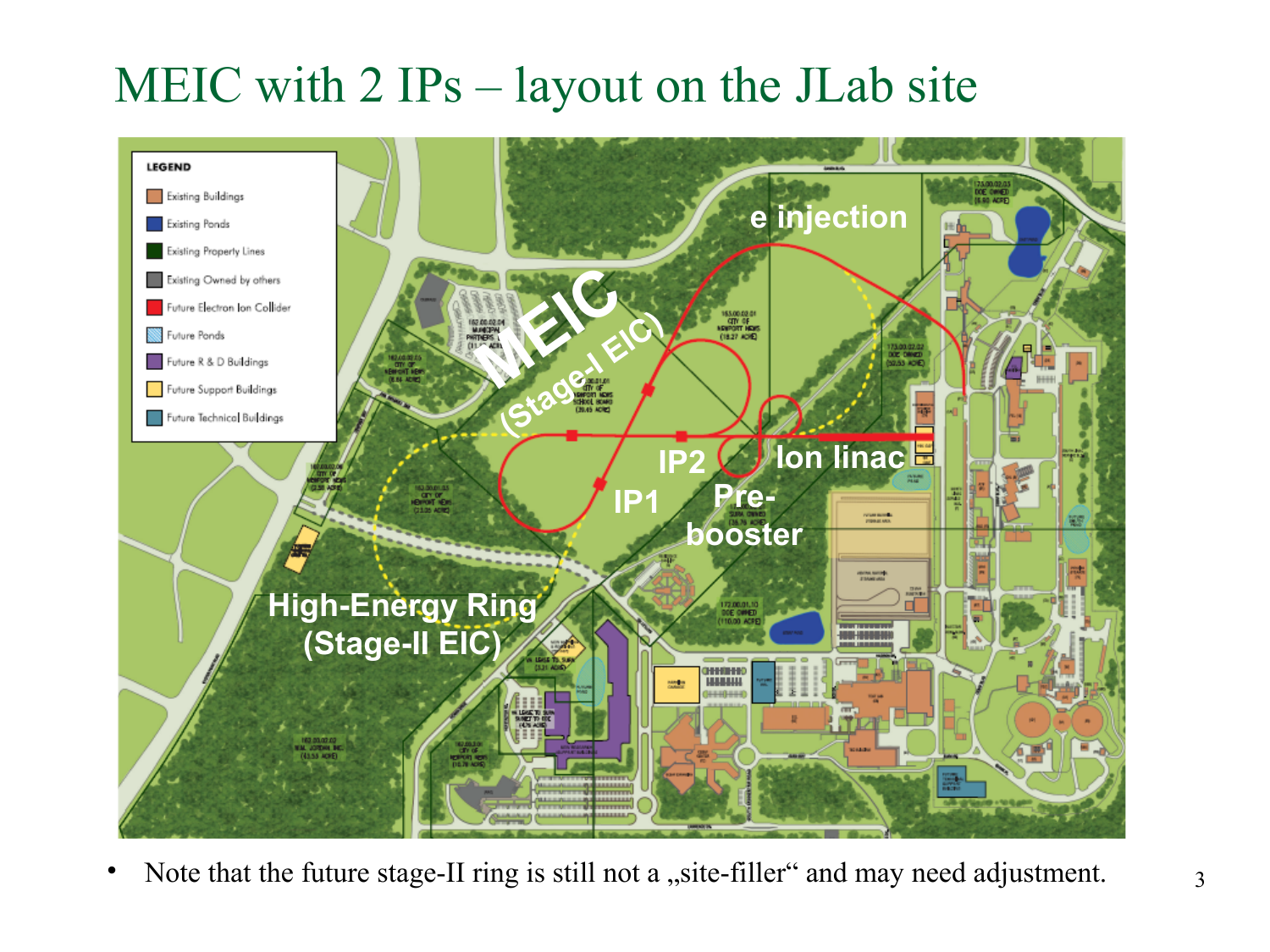# MEIC with 2 IPs – layout on the JLab site

- Note that the future stage-II ring is still not a „site-filler“ and may need adjustment.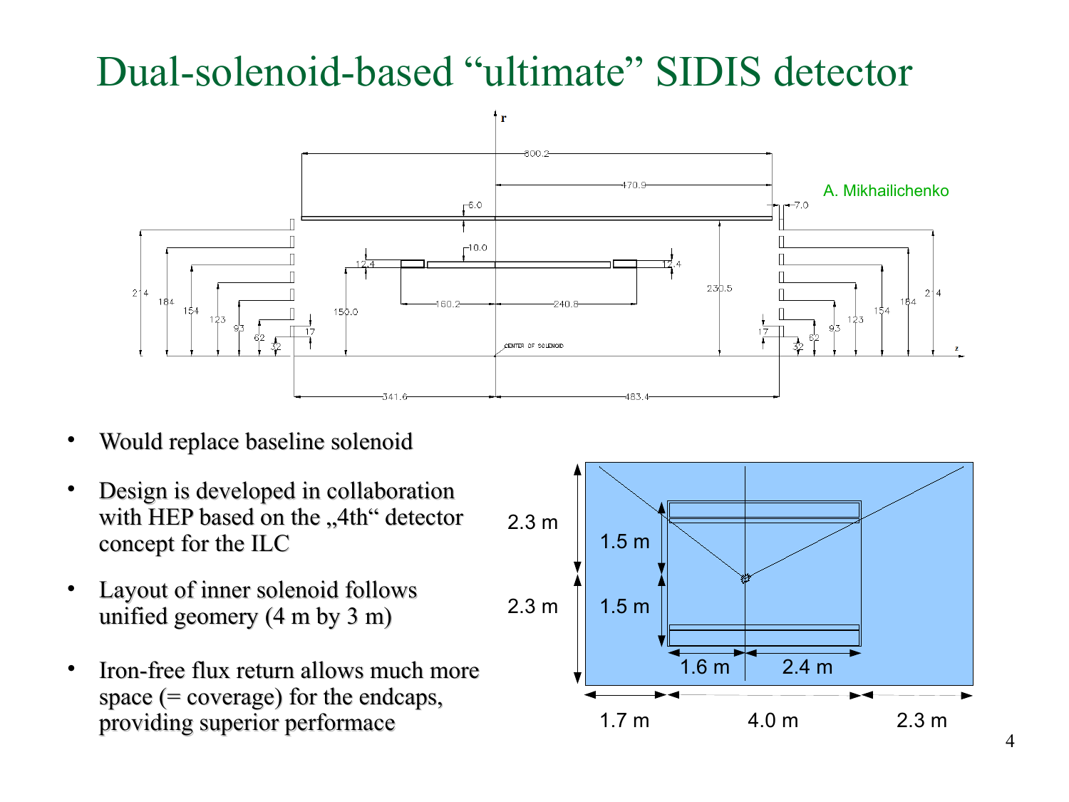# Dual-solenoid-based "ultimate" SIDIS detector

A. Mikhailichenko

- Would replace baseline solenoid
- Design is developed in collaboration with HEP based on the „4th" detector concept for the ILC
- Layout of inner solenoid follows unified geomery (4 m by 3 m)
- Iron-free flux return allows much more space (= coverage) for the endcaps, providing superior performace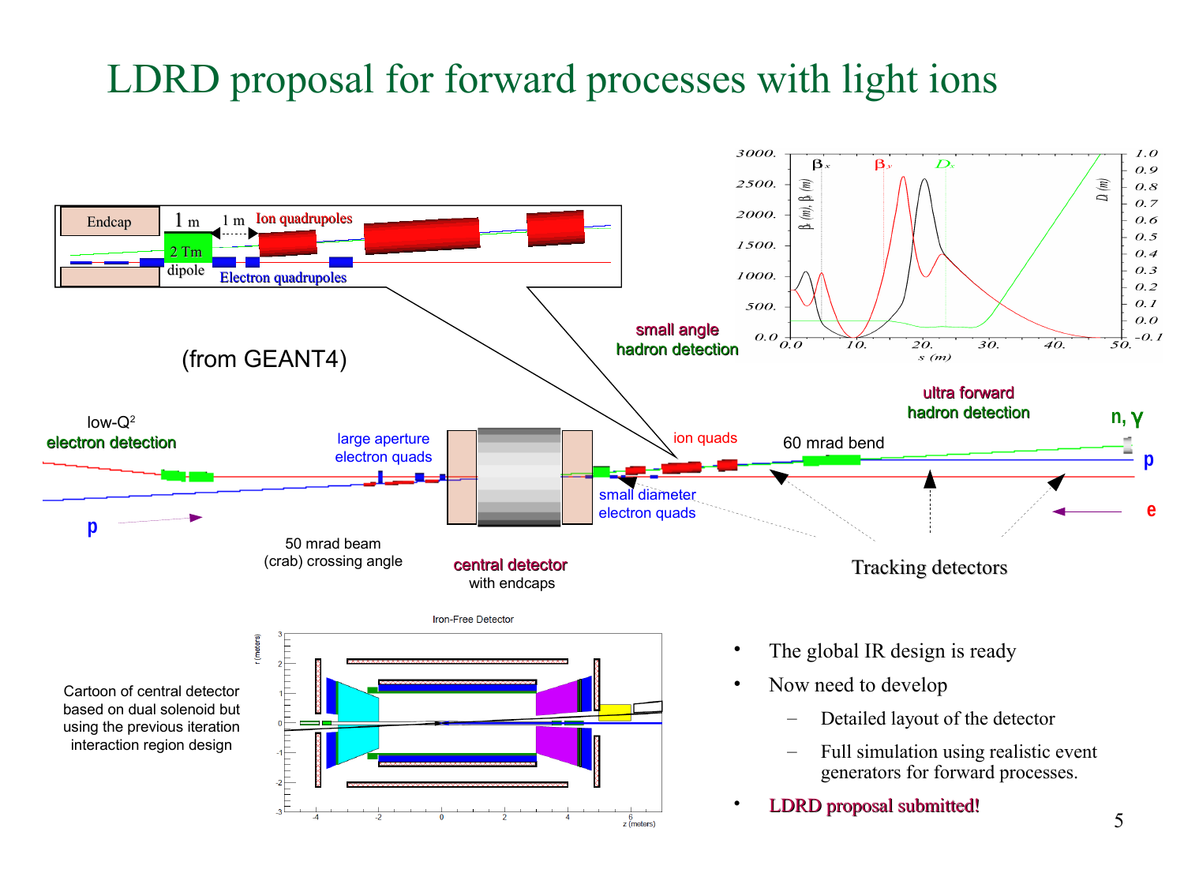# LDRD proposal for forward processes with light ions

(from GEANT4)

Cartoon of central detector based on dual solenoid but using the previous iteration interaction region design

- The global IR design is ready
- Now need to develop
  - Detailed layout of the detector
  - Full simulation using realistic event generators for forward processes.
- LDRD proposal submitted!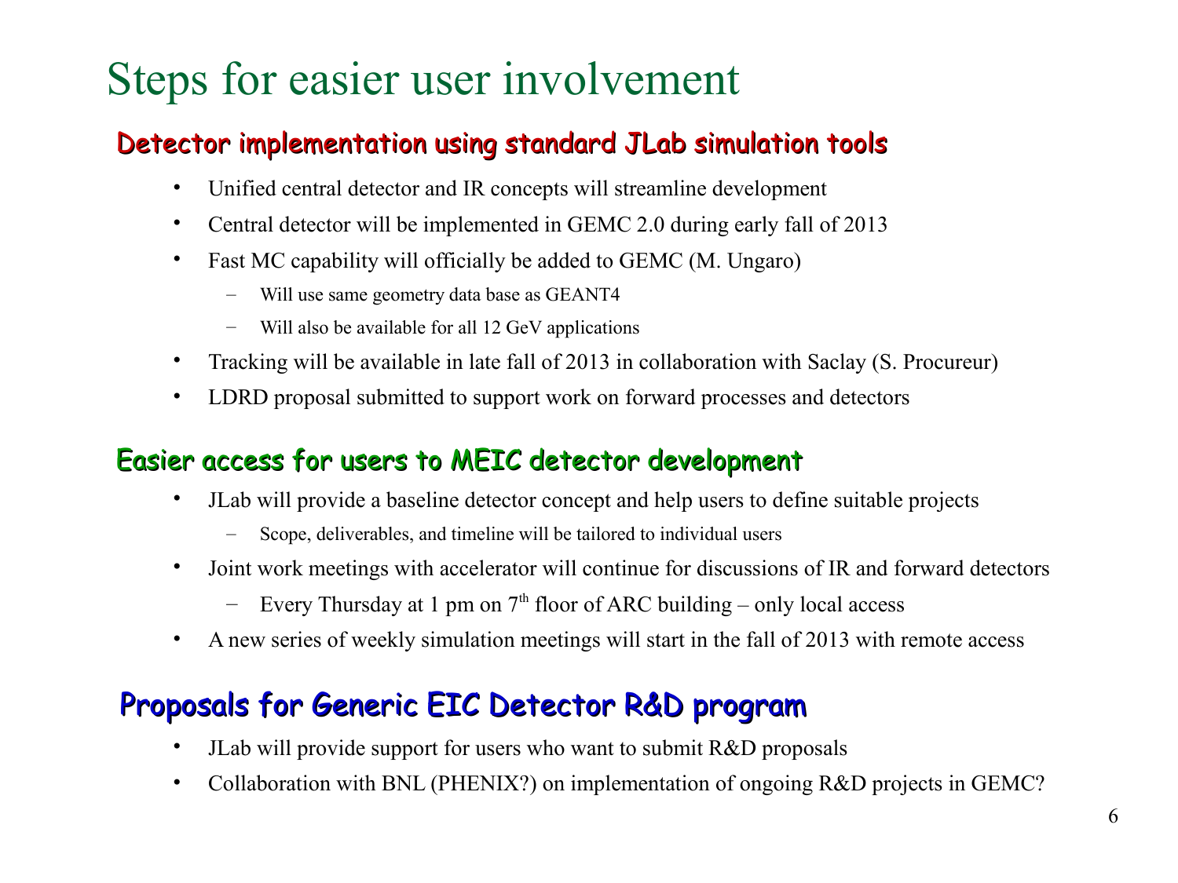# Steps for easier user involvement

## Detector implementation using standard JLab simulation tools

- Unified central detector and IR concepts will streamline development
- Central detector will be implemented in GEMC 2.0 during early fall of 2013
- Fast MC capability will officially be added to GEMC (M. Ungaro)
  - Will use same geometry data base as GEANT4
  - Will also be available for all 12 GeV applications
- Tracking will be available in late fall of 2013 in collaboration with Saclay (S. Procureur)
- LDRD proposal submitted to support work on forward processes and detectors

## Easier access for users to MEIC detector development

- JLab will provide a baseline detector concept and help users to define suitable projects
  - Scope, deliverables, and timeline will be tailored to individual users
- Joint work meetings with accelerator will continue for discussions of IR and forward detectors
  - Every Thursday at 1 pm on 7th floor of ARC building – only local access
- A new series of weekly simulation meetings will start in the fall of 2013 with remote access

## Proposals for Generic EIC Detector R&D program

- JLab will provide support for users who want to submit R&D proposals
- Collaboration with BNL (PHENIX?) on implementation of ongoing R&D projects in GEMC?